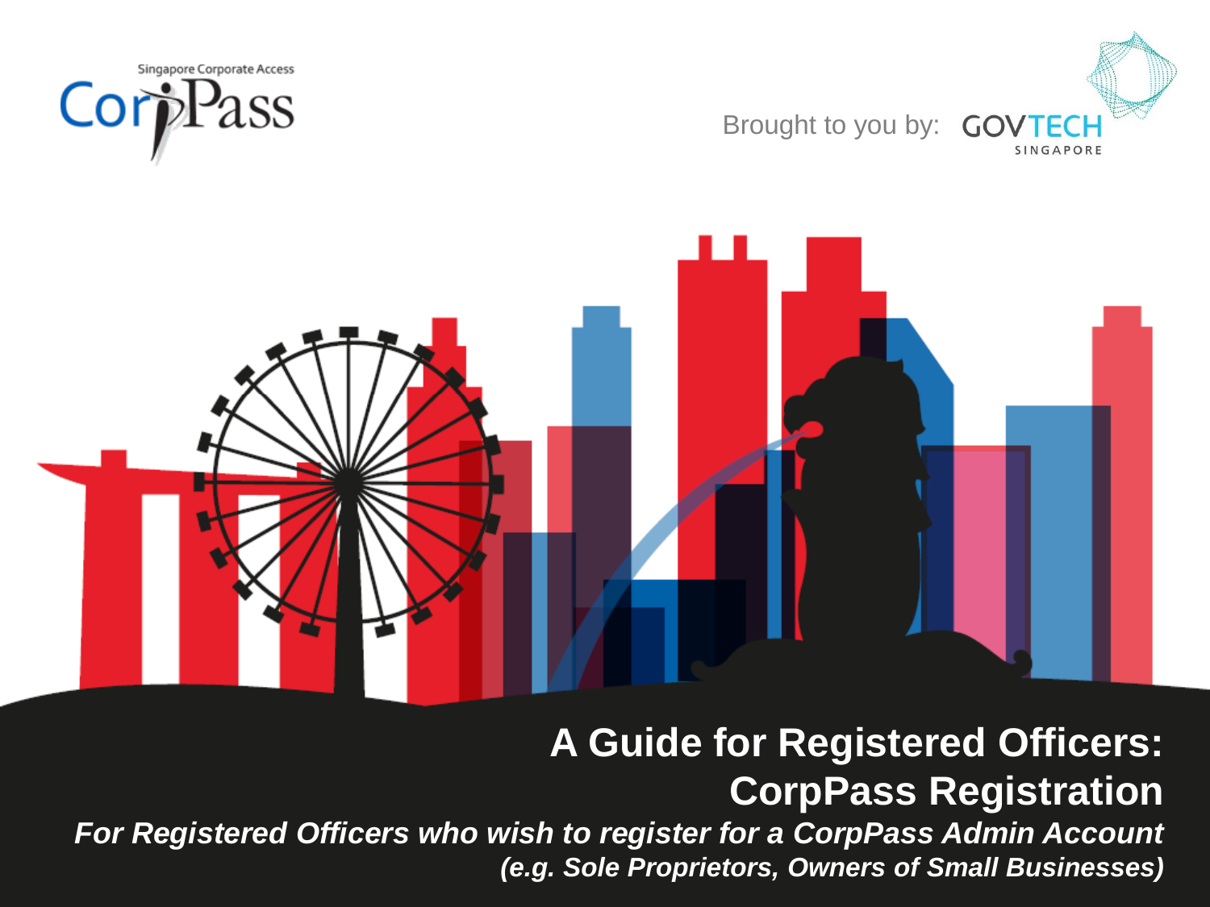Singapore Corporate Access

CorpPass

Brought to you by: GOVTECH SINGAPORE

# A Guide for Registered Officers: CorpPass Registration

***For Registered Officers who wish to register for a CorpPass Admin Account (e.g. Sole Proprietors, Owners of Small Businesses)***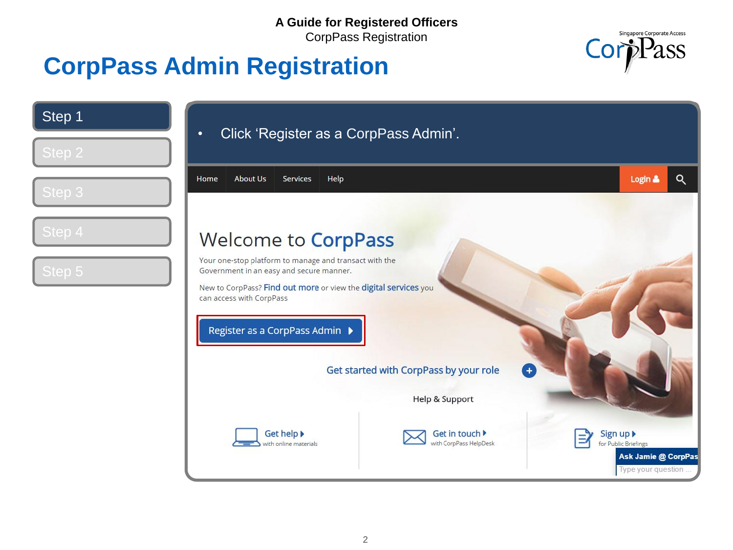**A Guide for Registered Officers**
CorpPass Registration

# CorpPass Admin Registration

- Step 1
- Step 2
- Step 3
- Step 4
- Step 5

- Click 'Register as a CorpPass Admin'.

Home | About Us | Services | Help | Login

## Welcome to CorpPass

Your one-stop platform to manage and transact with the Government in an easy and secure manner.

New to CorpPass? Find out more or view the digital services you can access with CorpPass

Register as a CorpPass Admin

Get started with CorpPass by your role

Help & Support

Get help with online materials | Get in touch with CorpPass HelpDesk | Sign up for Public Briefings

Ask Jamie @ CorpPass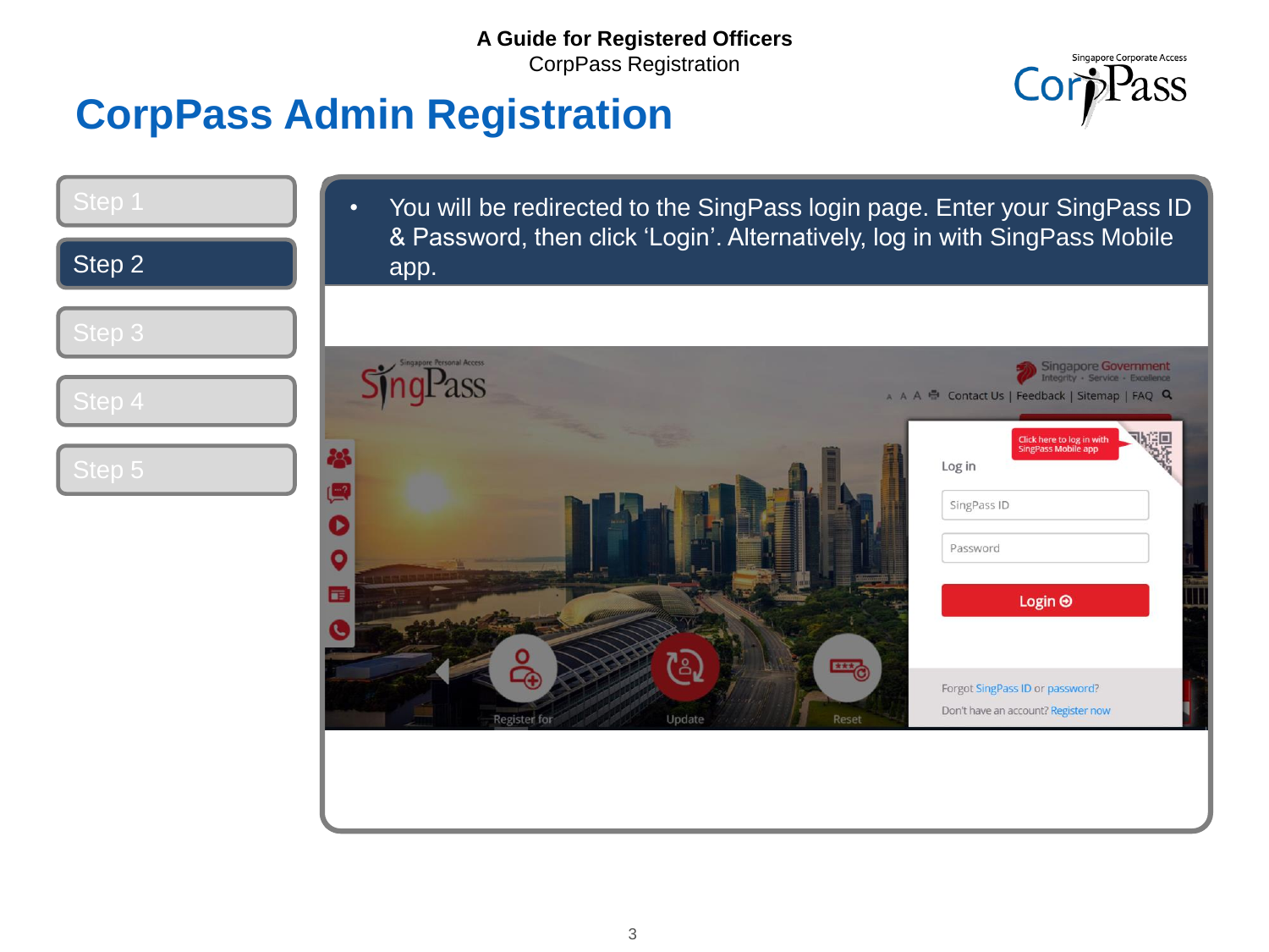A Guide for Registered Officers
CorpPass Registration

# CorpPass Admin Registration

- Step 1
- Step 2
- Step 3
- Step 4
- Step 5

- You will be redirected to the SingPass login page. Enter your SingPass ID & Password, then click 'Login'. Alternatively, log in with SingPass Mobile app.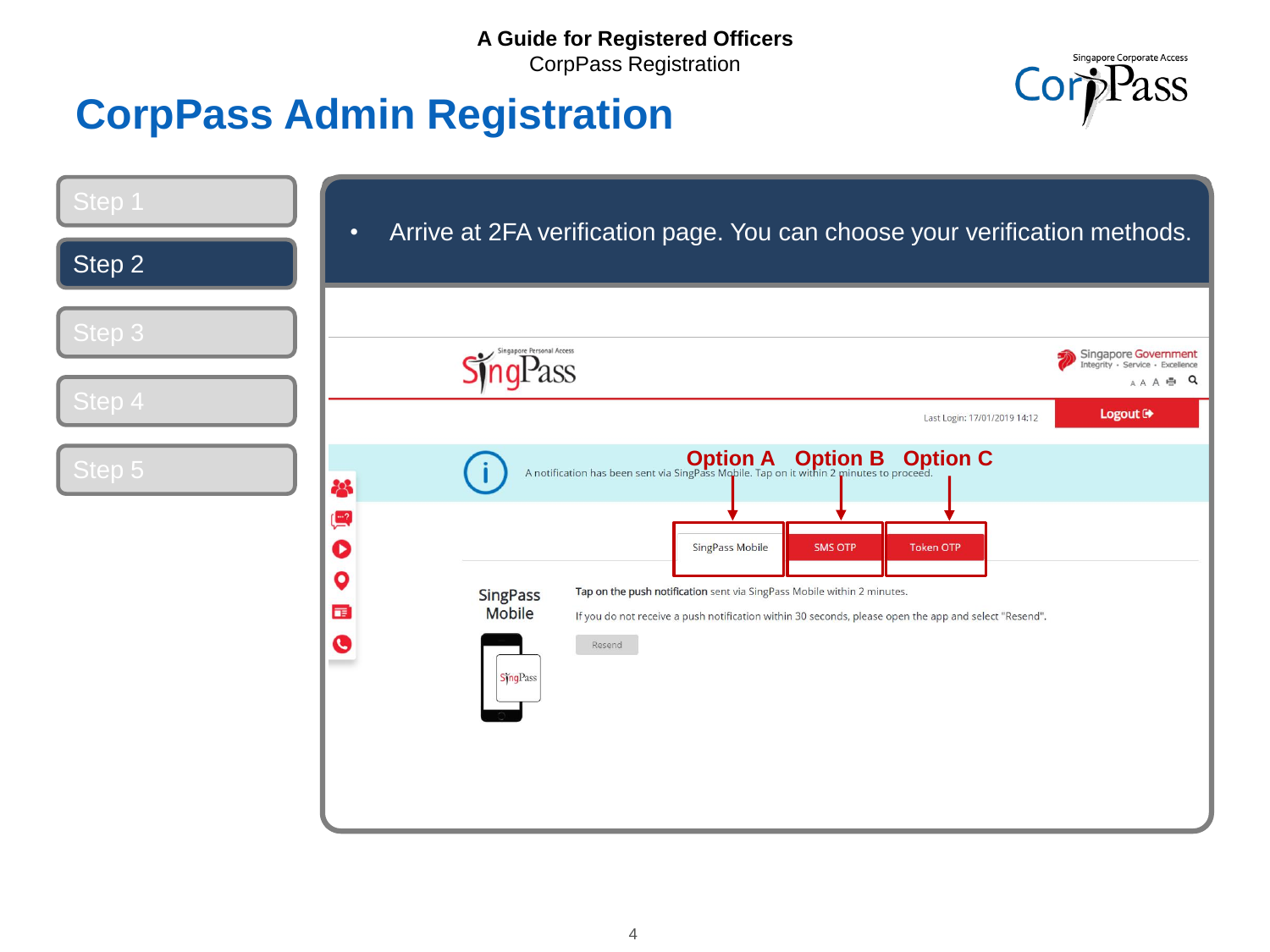A Guide for Registered Officers

CorpPass Registration

# CorpPass Admin Registration

- Step 1
- **Step 2**
- Step 3
- Step 4
- Step 5

- Arrive at 2FA verification page. You can choose your verification methods.

Last Login: 17/01/2019 14:12

Logout

A notification has been sent via SingPass Mobile. Tap on it within 2 minutes to proceed.

Option A → SingPass Mobile

Option B → SMS OTP

Option C → Token OTP

SingPass Mobile

Tap on the push notification sent via SingPass Mobile within 2 minutes.

If you do not receive a push notification within 30 seconds, please open the app and select "Resend".

Resend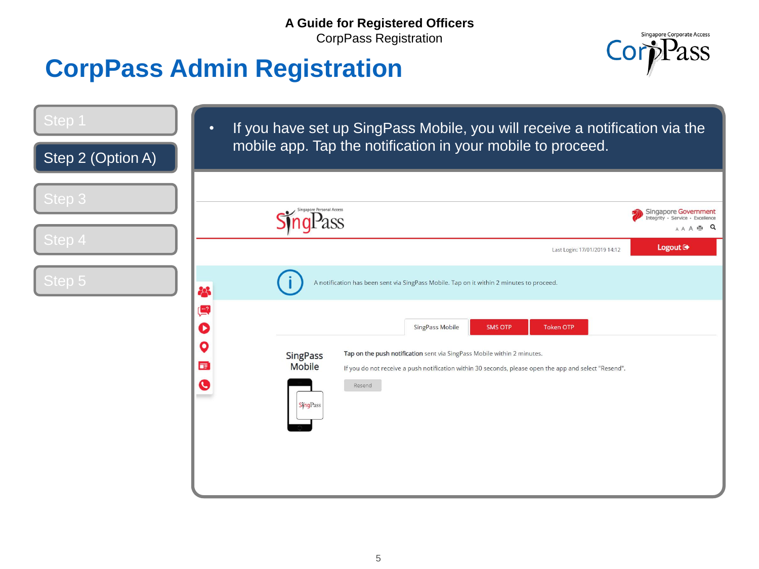# CorpPass Admin Registration

- Step 1
- **Step 2 (Option A)**
- Step 3
- Step 4
- Step 5

- If you have set up SingPass Mobile, you will receive a notification via the mobile app. Tap the notification in your mobile to proceed.

SingPass

Singapore Government — Integrity • Service • Excellence

Last Login: 17/01/2019 14:12

Logout

A notification has been sent via SingPass Mobile. Tap on it within 2 minutes to proceed.

SingPass Mobile | SMS OTP | Token OTP

**SingPass Mobile**

**Tap on the push notification** sent via SingPass Mobile within 2 minutes.

If you do not receive a push notification within 30 seconds, please open the app and select "Resend".

Resend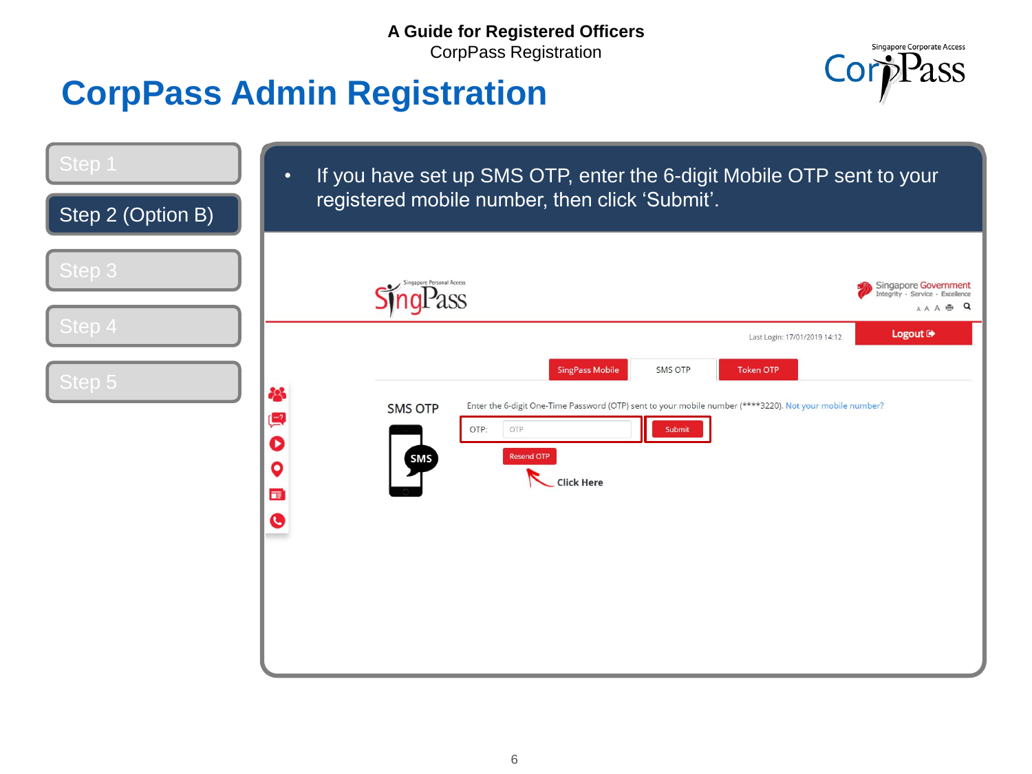**A Guide for Registered Officers**

CorpPass Registration

# CorpPass Admin Registration

- Step 1
- Step 2 (Option B)
- Step 3
- Step 4
- Step 5

- If you have set up SMS OTP, enter the 6-digit Mobile OTP sent to your registered mobile number, then click 'Submit'.

Last Login: 17/01/2019 14:12

Logout

SingPass Mobile | SMS OTP | Token OTP

SMS OTP

Enter the 6-digit One-Time Password (OTP) sent to your mobile number (****3220). Not your mobile number?

OTP: OTP Submit

Resend OTP

Click Here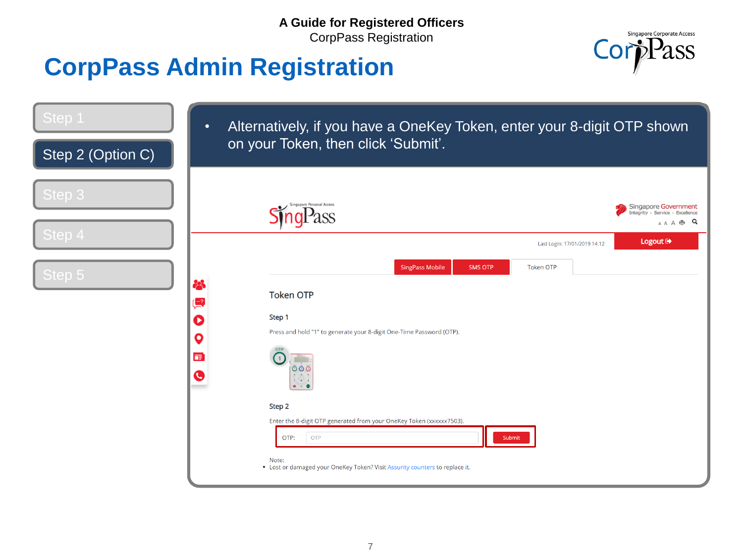A Guide for Registered Officers

CorpPass Registration

# CorpPass Admin Registration

Step 1

**Step 2 (Option C)**

Step 3

Step 4

Step 5

- Alternatively, if you have a OneKey Token, enter your 8-digit OTP shown on your Token, then click ‘Submit’.

Last Login: 17/01/2019 14:12

Logout

SingPass Mobile | SMS OTP | Token OTP

## Token OTP

**Step 1**

Press and hold "1" to generate your 8-digit One-Time Password (OTP).

**Step 2**

Enter the 8-digit OTP generated from your OneKey Token (xxxxxx7503).

OTP: [OTP] Submit

Note:

- Lost or damaged your OneKey Token? Visit Assurity counters to replace it.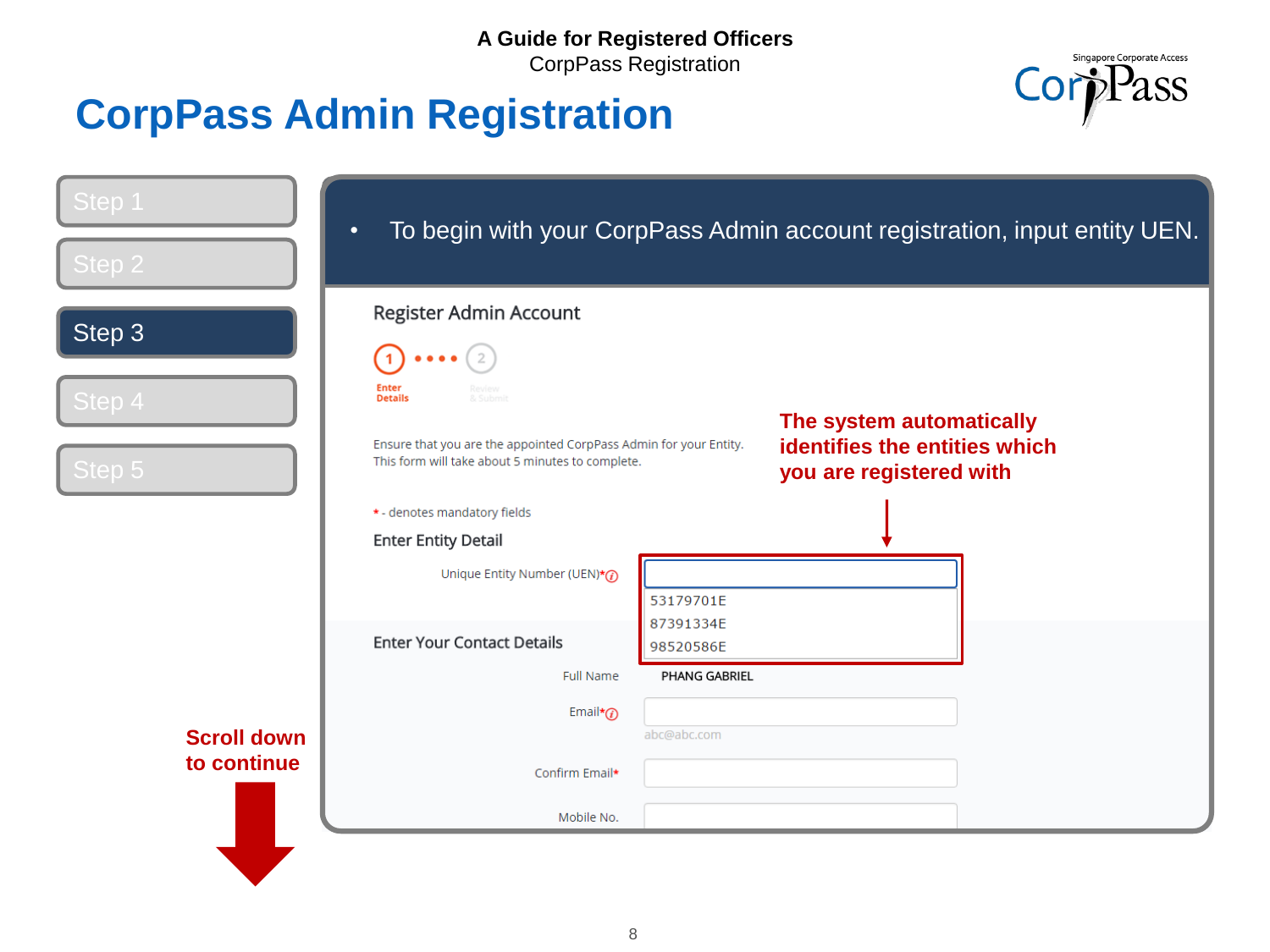# CorpPass Admin Registration

- Step 1
- Step 2
- **Step 3**
- Step 4
- Step 5

- To begin with your CorpPass Admin account registration, input entity UEN.

**Register Admin Account**

1 Enter Details • • • • 2 Review & Submit

Ensure that you are the appointed CorpPass Admin for your Entity.
This form will take about 5 minutes to complete.

**The system automatically identifies the entities which you are registered with**

* - denotes mandatory fields

**Enter Entity Detail**

Unique Entity Number (UEN)*

- 53179701E
- 87391334E
- 98520586E

**Enter Your Contact Details**

Full Name: PHANG GABRIEL

Email*

abc@abc.com

Confirm Email*

Mobile No.

**Scroll down to continue**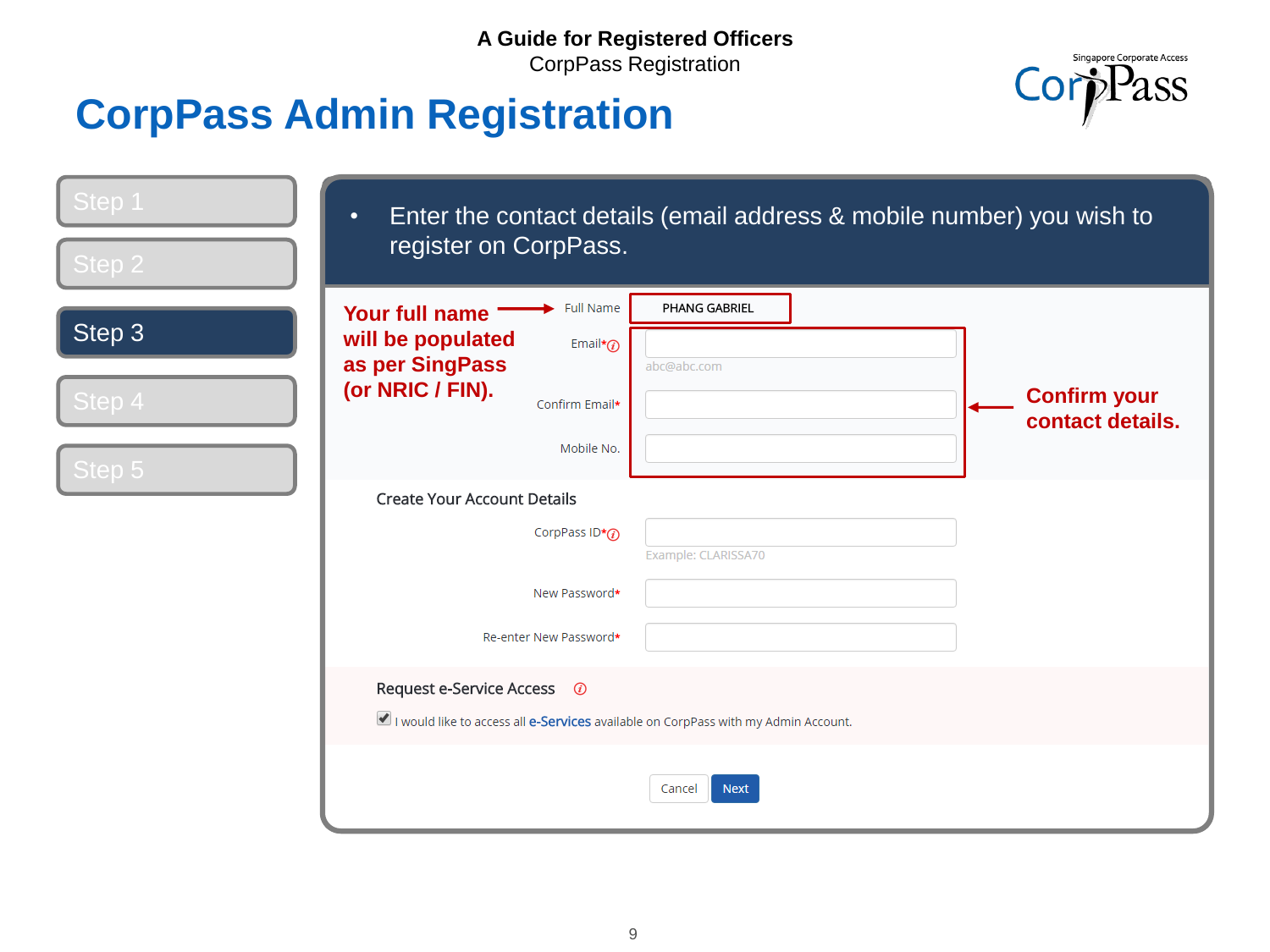# CorpPass Admin Registration

- Step 1
- Step 2
- **Step 3**
- Step 4
- Step 5

- Enter the contact details (email address & mobile number) you wish to register on CorpPass.

**Your full name will be populated as per SingPass (or NRIC / FIN).**

Full Name: PHANG GABRIEL

Email*

abc@abc.com

Confirm Email*

Mobile No.

**Confirm your contact details.**

Create Your Account Details

CorpPass ID*

Example: CLARISSA70

New Password*

Re-enter New Password*

Request e-Service Access

☑ I would like to access all e-Services available on CorpPass with my Admin Account.

Cancel | Next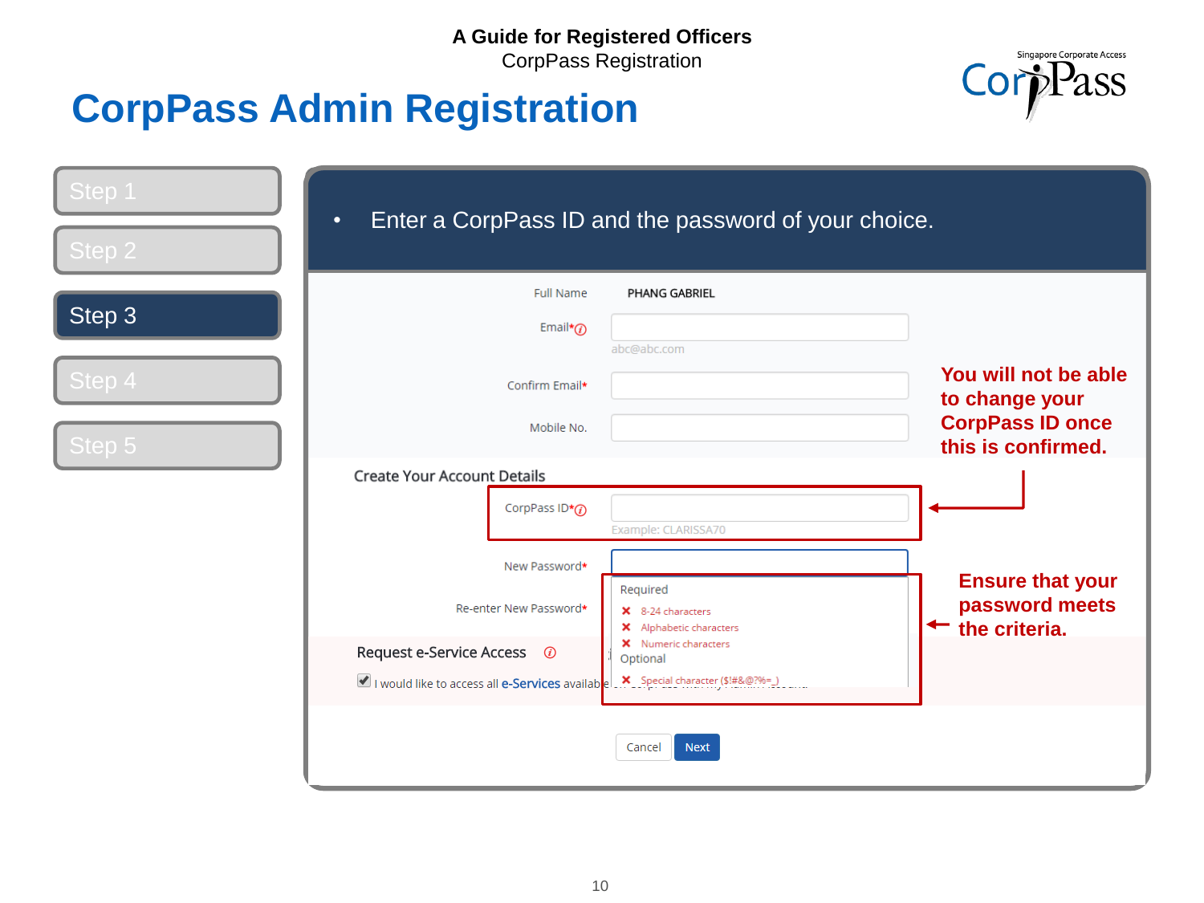# CorpPass Admin Registration

- Step 1
- Step 2
- **Step 3**
- Step 4
- Step 5

- Enter a CorpPass ID and the password of your choice.

Full Name PHANG GABRIEL

Email*

abc@abc.com

Confirm Email*

Mobile No.

**Create Your Account Details**

CorpPass ID*

Example: CLARISSA70

New Password*

Re-enter New Password*

Required
- 8-24 characters
- Alphabetic characters
- Numeric characters

Optional
- Special character ($!#&@?%=_)

**Request e-Service Access**

I would like to access all **e-Services** available

Cancel Next

**You will not be able to change your CorpPass ID once this is confirmed.**

**Ensure that your password meets the criteria.**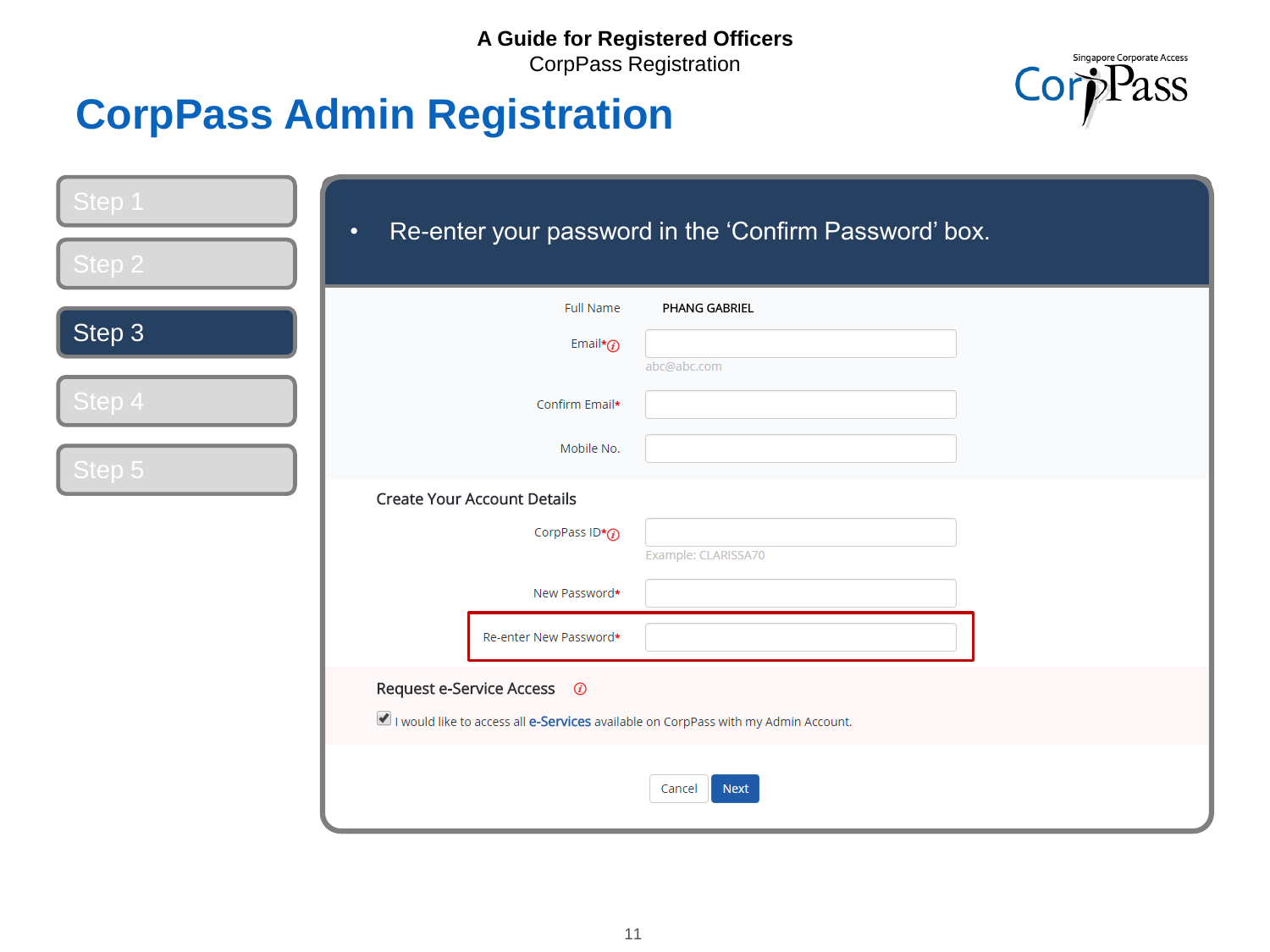**A Guide for Registered Officers**
CorpPass Registration

# CorpPass Admin Registration

Singapore Corporate Access
CorpPass

- Step 1
- Step 2
- **Step 3**
- Step 4
- Step 5

- Re-enter your password in the 'Confirm Password' box.

Full Name PHANG GABRIEL

Email*

abc@abc.com

Confirm Email*

Mobile No.

## Create Your Account Details

CorpPass ID*

Example: CLARISSA70

New Password*

Re-enter New Password*

## Request e-Service Access

☑ I would like to access all **e-Services** available on CorpPass with my Admin Account.

Cancel | Next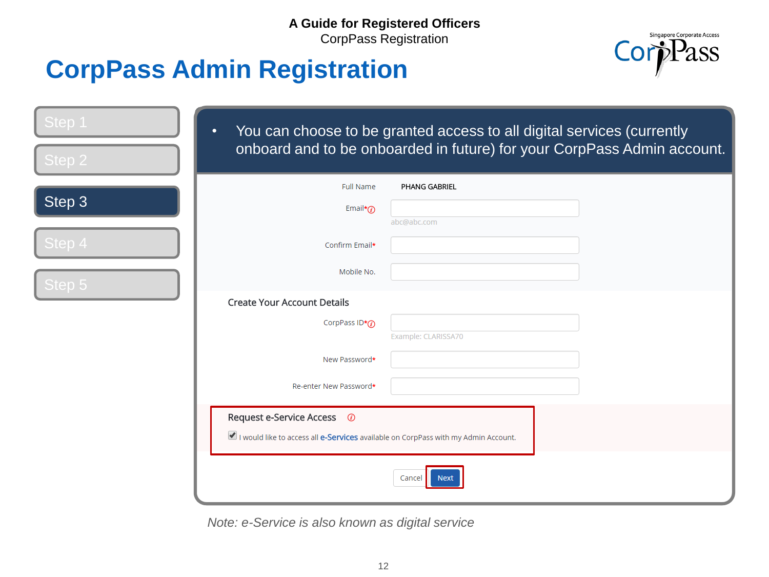**A Guide for Registered Officers**
CorpPass Registration

# CorpPass Admin Registration

- Step 1
- Step 2
- **Step 3**
- Step 4
- Step 5

- You can choose to be granted access to all digital services (currently onboard and to be onboarded in future) for your CorpPass Admin account.

Full Name: PHANG GABRIEL

Email*
abc@abc.com

Confirm Email*

Mobile No.

**Create Your Account Details**

CorpPass ID*
Example: CLARISSA70

New Password*

Re-enter New Password*

**Request e-Service Access**

☑ I would like to access all **e-Services** available on CorpPass with my Admin Account.

Cancel | Next

*Note: e-Service is also known as digital service*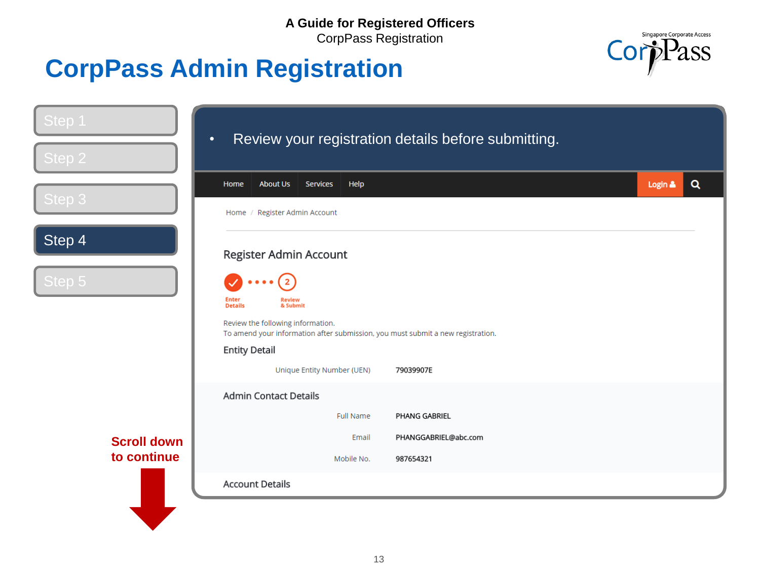A Guide for Registered Officers
CorpPass Registration

# CorpPass Admin Registration

- Step 1
- Step 2
- Step 3
- **Step 4**
- Step 5

- Review your registration details before submitting.

Home | About Us | Services | Help | Login

Home / Register Admin Account

## Register Admin Account

1 Enter Details — 2 Review & Submit

Review the following information.
To amend your information after submission, you must submit a new registration.

### Entity Detail

| | |
|---|---|
| Unique Entity Number (UEN) | 79039907E |

### Admin Contact Details

| | |
|---|---|
| Full Name | PHANG GABRIEL |
| Email | PHANGGABRIEL@abc.com |
| Mobile No. | 987654321 |

### Account Details

**Scroll down to continue**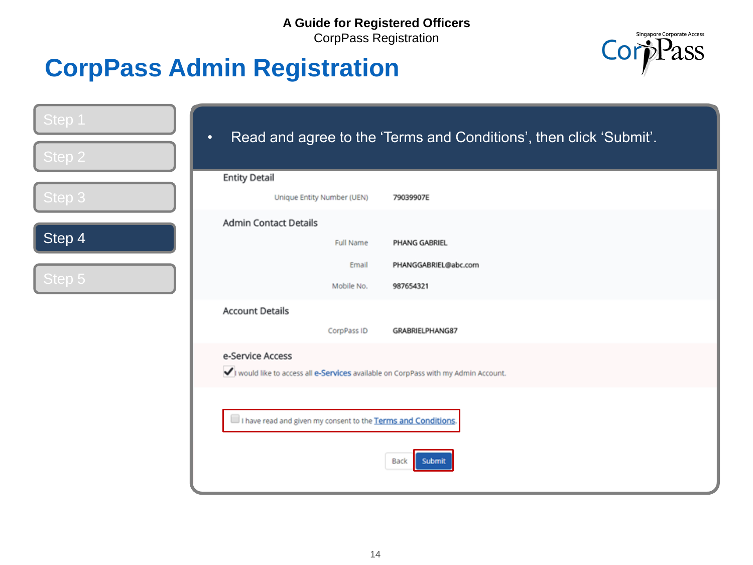# CorpPass Admin Registration

- Step 1
- Step 2
- Step 3
- **Step 4**
- Step 5

- Read and agree to the 'Terms and Conditions', then click 'Submit'.

**Entity Detail**

| | |
|---|---|
| Unique Entity Number (UEN) | 79039907E |

**Admin Contact Details**

| | |
|---|---|
| Full Name | PHANG GABRIEL |
| Email | PHANGGABRIEL@abc.com |
| Mobile No. | 987654321 |

**Account Details**

| | |
|---|---|
| CorpPass ID | GRABRIELPHANG87 |

**e-Service Access**

☑ I would like to access all e-Services available on CorpPass with my Admin Account.

☐ I have read and given my consent to the Terms and Conditions.

Back | Submit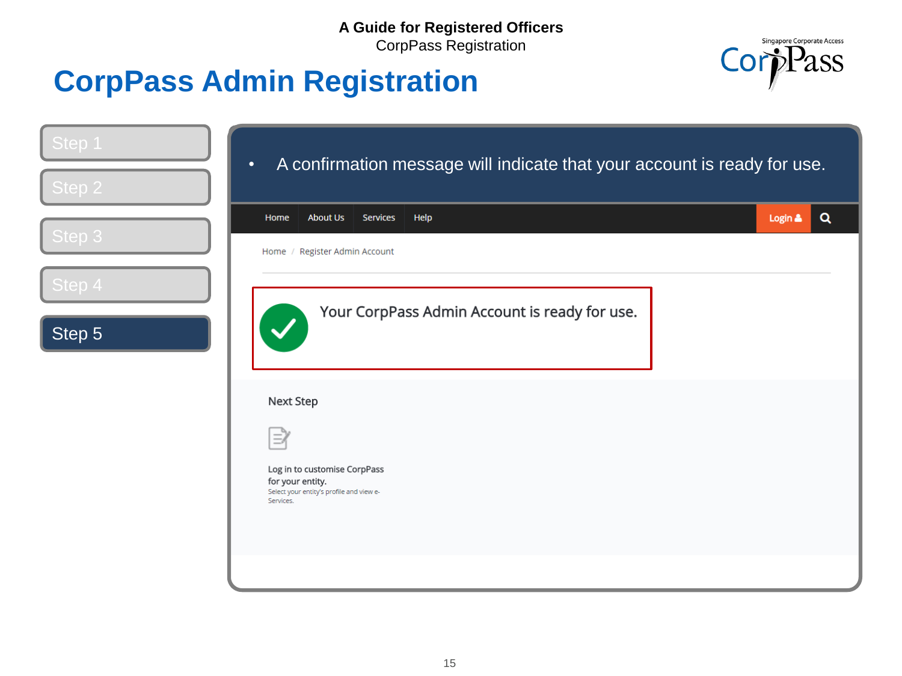**A Guide for Registered Officers**
CorpPass Registration

# CorpPass Admin Registration

Singapore Corporate Access
CorpPass

- Step 1
- Step 2
- Step 3
- Step 4
- **Step 5**

- A confirmation message will indicate that your account is ready for use.

Home | About Us | Services | Help | Login

Home / Register Admin Account

Your CorpPass Admin Account is ready for use.

Next Step

Log in to customise CorpPass for your entity.
Select your entity's profile and view e-Services.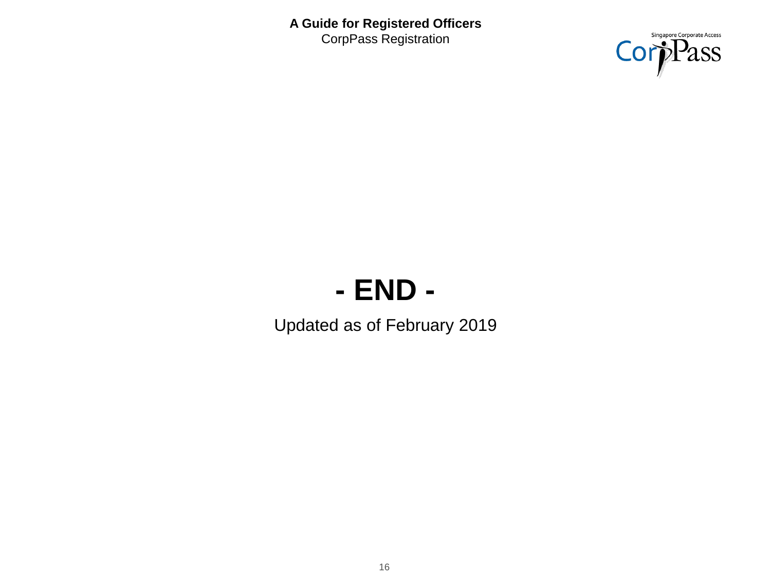# - END -

Updated as of February 2019